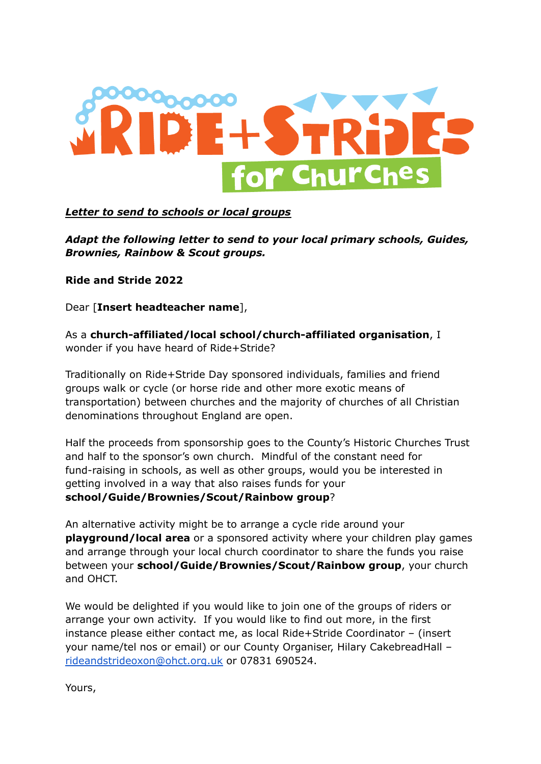# Ride+Stride for Churches

***Letter to send to schools or local groups***

***Adapt the following letter to send to your local primary schools, Guides, Brownies, Rainbow & Scout groups.***

**Ride and Stride 2022**

Dear [**Insert headteacher name**],

As a **church-affiliated/local school/church-affiliated organisation**, I wonder if you have heard of Ride+Stride?

Traditionally on Ride+Stride Day sponsored individuals, families and friend groups walk or cycle (or horse ride and other more exotic means of transportation) between churches and the majority of churches of all Christian denominations throughout England are open.

Half the proceeds from sponsorship goes to the County's Historic Churches Trust and half to the sponsor's own church. Mindful of the constant need for fund-raising in schools, as well as other groups, would you be interested in getting involved in a way that also raises funds for your **school/Guide/Brownies/Scout/Rainbow group**?

An alternative activity might be to arrange a cycle ride around your **playground/local area** or a sponsored activity where your children play games and arrange through your local church coordinator to share the funds you raise between your **school/Guide/Brownies/Scout/Rainbow group**, your church and OHCT.

We would be delighted if you would like to join one of the groups of riders or arrange your own activity. If you would like to find out more, in the first instance please either contact me, as local Ride+Stride Coordinator – (insert your name/tel nos or email) or our County Organiser, Hilary CakebreadHall – [rideandstrideoxon@ohct.org.uk](mailto:rideandstrideoxon@ohct.org.uk) or 07831 690524.

Yours,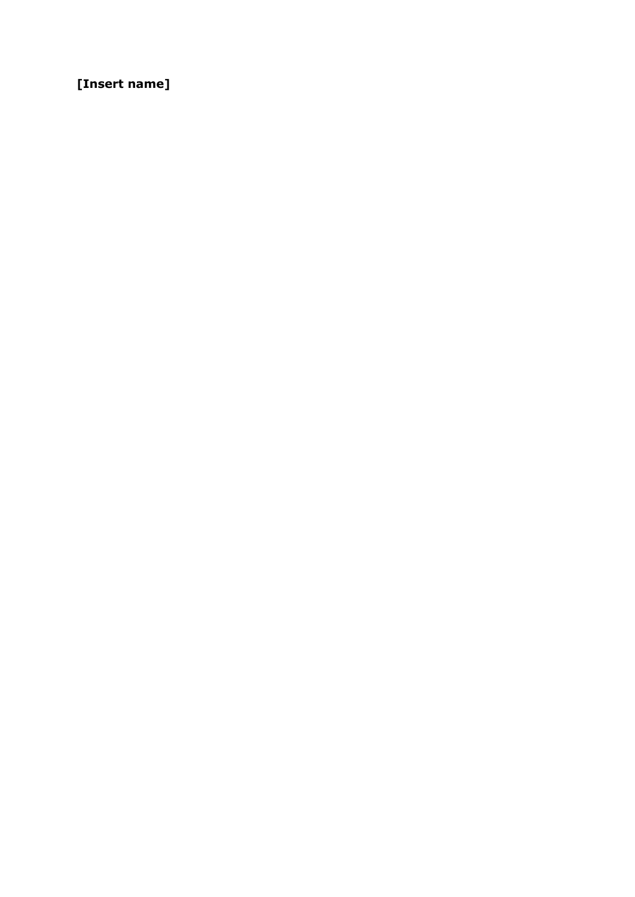**[Insert name]**